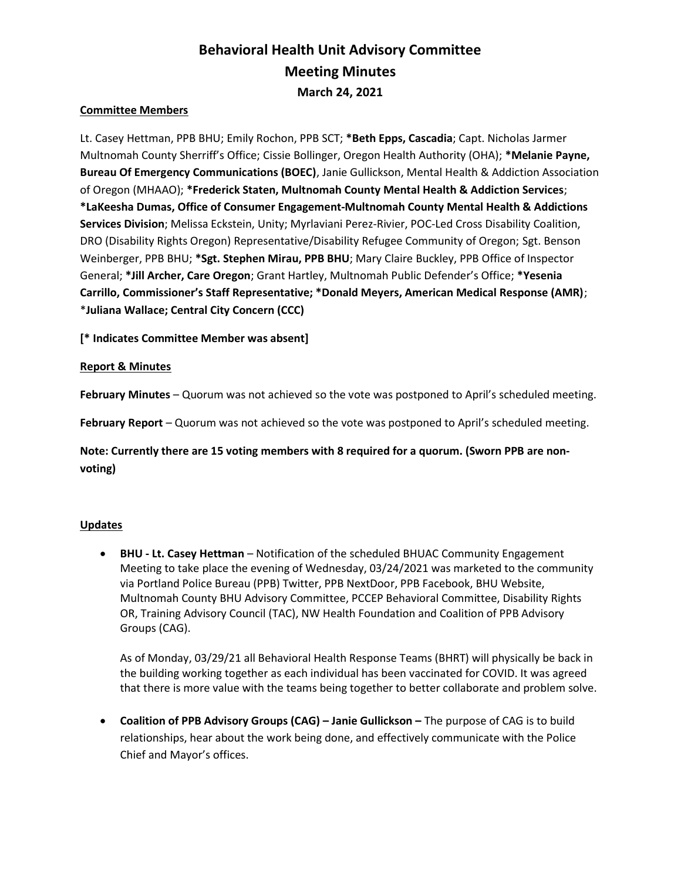# Behavioral Health Unit Advisory Committee
# Meeting Minutes
### March 24, 2021

**Committee Members**

Lt. Casey Hettman, PPB BHU; Emily Rochon, PPB SCT; ***Beth Epps, Cascadia**; Capt. Nicholas Jarmer Multnomah County Sherriff's Office; Cissie Bollinger, Oregon Health Authority (OHA); ***Melanie Payne, Bureau Of Emergency Communications (BOEC)**, Janie Gullickson, Mental Health & Addiction Association of Oregon (MHAAO); ***Frederick Staten, Multnomah County Mental Health & Addiction Services**; ***LaKeesha Dumas, Office of Consumer Engagement-Multnomah County Mental Health & Addictions Services Division**; Melissa Eckstein, Unity; Myrlaviani Perez-Rivier, POC-Led Cross Disability Coalition, DRO (Disability Rights Oregon) Representative/Disability Refugee Community of Oregon; Sgt. Benson Weinberger, PPB BHU; ***Sgt. Stephen Mirau, PPB BHU**; Mary Claire Buckley, PPB Office of Inspector General; ***Jill Archer, Care Oregon**; Grant Hartley, Multnomah Public Defender's Office; ***Yesenia Carrillo, Commissioner's Staff Representative; *Donald Meyers, American Medical Response (AMR)**; *Juliana Wallace; Central City Concern (CCC)**

**[* Indicates Committee Member was absent]**

**Report & Minutes**

**February Minutes** – Quorum was not achieved so the vote was postponed to April's scheduled meeting.

**February Report** – Quorum was not achieved so the vote was postponed to April's scheduled meeting.

**Note: Currently there are 15 voting members with 8 required for a quorum. (Sworn PPB are non-voting)**

**Updates**

- **BHU - Lt. Casey Hettman** – Notification of the scheduled BHUAC Community Engagement Meeting to take place the evening of Wednesday, 03/24/2021 was marketed to the community via Portland Police Bureau (PPB) Twitter, PPB NextDoor, PPB Facebook, BHU Website, Multnomah County BHU Advisory Committee, PCCEP Behavioral Committee, Disability Rights OR, Training Advisory Council (TAC), NW Health Foundation and Coalition of PPB Advisory Groups (CAG).

  As of Monday, 03/29/21 all Behavioral Health Response Teams (BHRT) will physically be back in the building working together as each individual has been vaccinated for COVID. It was agreed that there is more value with the teams being together to better collaborate and problem solve.

- **Coalition of PPB Advisory Groups (CAG) – Janie Gullickson –** The purpose of CAG is to build relationships, hear about the work being done, and effectively communicate with the Police Chief and Mayor's offices.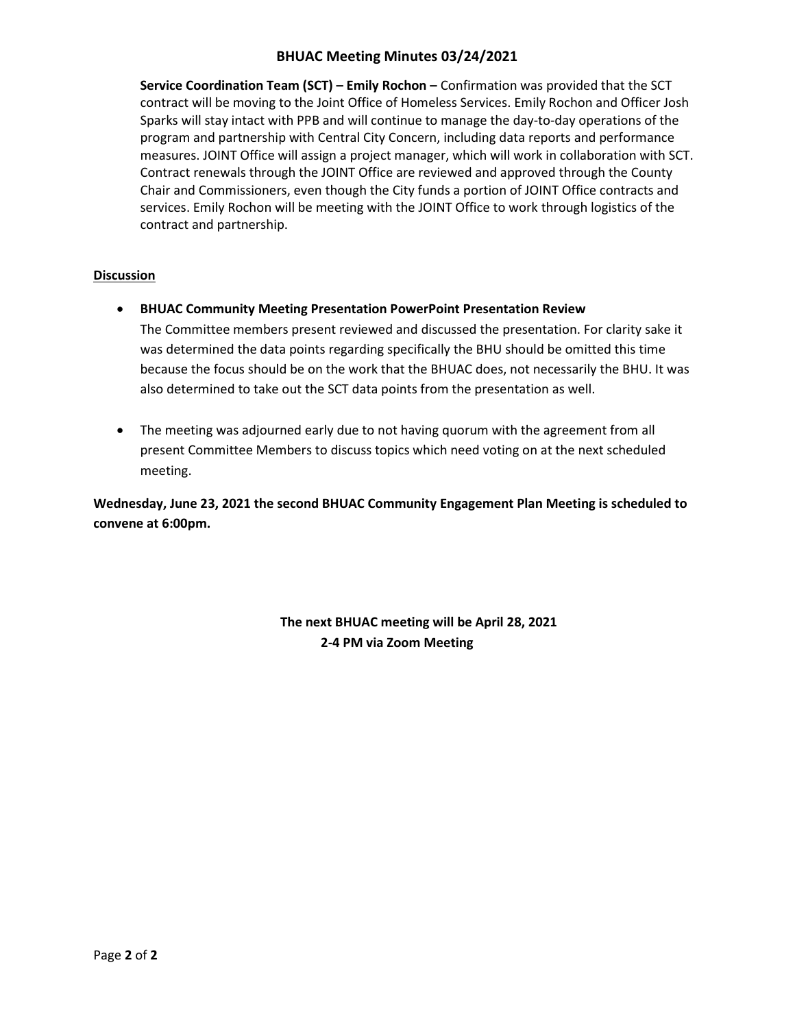**Service Coordination Team (SCT) – Emily Rochon –** Confirmation was provided that the SCT contract will be moving to the Joint Office of Homeless Services. Emily Rochon and Officer Josh Sparks will stay intact with PPB and will continue to manage the day-to-day operations of the program and partnership with Central City Concern, including data reports and performance measures. JOINT Office will assign a project manager, which will work in collaboration with SCT. Contract renewals through the JOINT Office are reviewed and approved through the County Chair and Commissioners, even though the City funds a portion of JOINT Office contracts and services. Emily Rochon will be meeting with the JOINT Office to work through logistics of the contract and partnership.

**Discussion**

- **BHUAC Community Meeting Presentation PowerPoint Presentation Review**
  The Committee members present reviewed and discussed the presentation. For clarity sake it was determined the data points regarding specifically the BHU should be omitted this time because the focus should be on the work that the BHUAC does, not necessarily the BHU. It was also determined to take out the SCT data points from the presentation as well.

- The meeting was adjourned early due to not having quorum with the agreement from all present Committee Members to discuss topics which need voting on at the next scheduled meeting.

**Wednesday, June 23, 2021 the second BHUAC Community Engagement Plan Meeting is scheduled to convene at 6:00pm.**

**The next BHUAC meeting will be April 28, 2021**
**2-4 PM via Zoom Meeting**